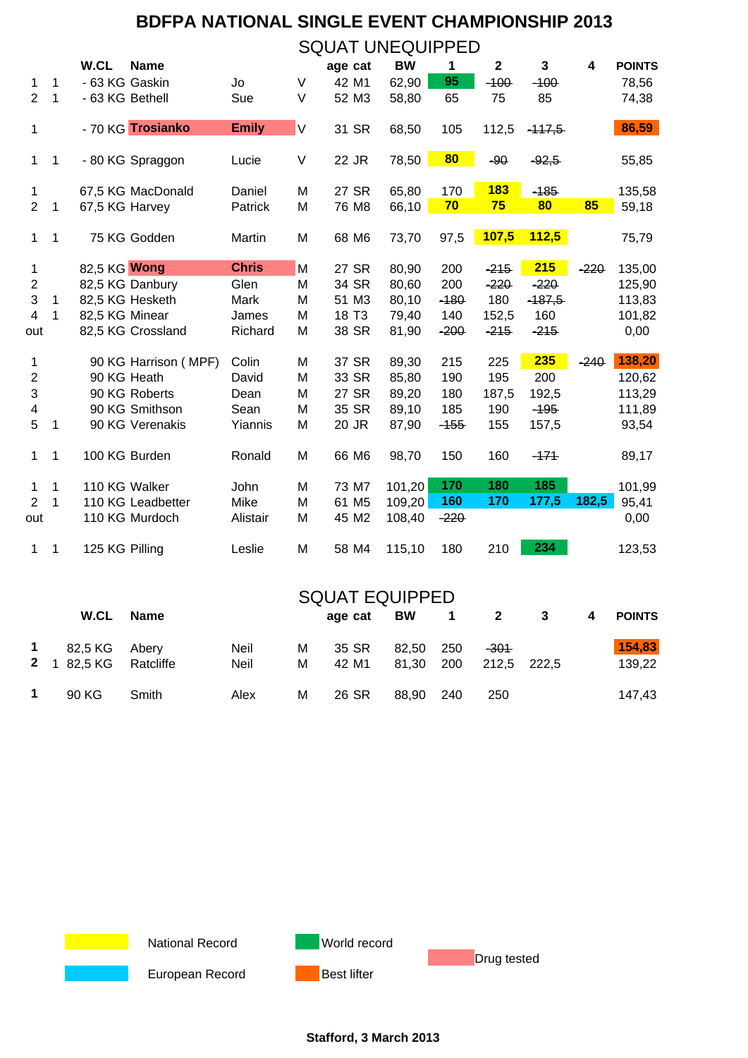# BDFPA NATIONAL SINGLE EVENT CHAMPIONSHIP 2013

## SQUAT UNEQUIPPED

| | | W.CL | Name | | | age | cat | BW | 1 | 2 | 3 | 4 | POINTS |
|---|---|---|---|---|---|---|---|---|---|---|---|---|---|
| 1 | 1 | - 63 KG | Gaskin | Jo | V | 42 | M1 | 62,90 | 95 | ~~100~~ | ~~100~~ | | 78,56 |
| 2 | 1 | - 63 KG | Bethell | Sue | V | 52 | M3 | 58,80 | 65 | 75 | 85 | | 74,38 |
| 1 | | - 70 KG | **Trosianko** | **Emily** | V | 31 | SR | 68,50 | 105 | 112,5 | ~~117,5~~ | | **86,59** |
| 1 | 1 | - 80 KG | Spraggon | Lucie | V | 22 | JR | 78,50 | **80** | ~~90~~ | ~~92,5~~ | | 55,85 |
| 1 | | 67,5 KG | MacDonald | Daniel | M | 27 | SR | 65,80 | 170 | **183** | ~~185~~ | | 135,58 |
| 2 | 1 | 67,5 KG | Harvey | Patrick | M | 76 | M8 | 66,10 | **70** | **75** | **80** | **85** | 59,18 |
| 1 | 1 | 75 KG | Godden | Martin | M | 68 | M6 | 73,70 | 97,5 | **107,5** | **112,5** | | 75,79 |
| 1 | | 82,5 KG | **Wong** | **Chris** | M | 27 | SR | 80,90 | 200 | ~~215~~ | **215** | ~~220~~ | 135,00 |
| 2 | | 82,5 KG | Danbury | Glen | M | 34 | SR | 80,60 | 200 | ~~220~~ | ~~220~~ | | 125,90 |
| 3 | 1 | 82,5 KG | Hesketh | Mark | M | 51 | M3 | 80,10 | ~~180~~ | 180 | ~~187,5~~ | | 113,83 |
| 4 | 1 | 82,5 KG | Minear | James | M | 18 | T3 | 79,40 | 140 | 152,5 | 160 | | 101,82 |
| out | | 82,5 KG | Crossland | Richard | M | 38 | SR | 81,90 | ~~200~~ | ~~215~~ | ~~215~~ | | 0,00 |
| 1 | | 90 KG | Harrison ( MPF) | Colin | M | 37 | SR | 89,30 | 215 | 225 | **235** | ~~240~~ | **138,20** |
| 2 | | 90 KG | Heath | David | M | 33 | SR | 85,80 | 190 | 195 | 200 | | 120,62 |
| 3 | | 90 KG | Roberts | Dean | M | 27 | SR | 89,20 | 180 | 187,5 | 192,5 | | 113,29 |
| 4 | | 90 KG | Smithson | Sean | M | 35 | SR | 89,10 | 185 | 190 | ~~195~~ | | 111,89 |
| 5 | 1 | 90 KG | Verenakis | Yiannis | M | 20 | JR | 87,90 | ~~155~~ | 155 | 157,5 | | 93,54 |
| 1 | 1 | 100 KG | Burden | Ronald | M | 66 | M6 | 98,70 | 150 | 160 | ~~171~~ | | 89,17 |
| 1 | 1 | 110 KG | Walker | John | M | 73 | M7 | 101,20 | **170** | **180** | **185** | | 101,99 |
| 2 | 1 | 110 KG | Leadbetter | Mike | M | 61 | M5 | 109,20 | **160** | **170** | **177,5** | **182,5** | 95,41 |
| out | | 110 KG | Murdoch | Alistair | M | 45 | M2 | 108,40 | ~~220~~ | | | | 0,00 |
| 1 | 1 | 125 KG | Pilling | Leslie | M | 58 | M4 | 115,10 | 180 | 210 | **234** | | 123,53 |

## SQUAT EQUIPPED

| | | W.CL | Name | | | age | cat | BW | 1 | 2 | 3 | 4 | POINTS |
|---|---|---|---|---|---|---|---|---|---|---|---|---|---|
| **1** | | 82,5 KG | Abery | Neil | M | 35 | SR | 82,50 | 250 | ~~301~~ | | | **154,83** |
| **2** | 1 | 82,5 KG | Ratcliffe | Neil | M | 42 | M1 | 81,30 | 200 | 212,5 | 222,5 | | 139,22 |
| **1** | | 90 KG | Smith | Alex | M | 26 | SR | 88,90 | 240 | 250 | | | 147,43 |

Legend: National Record (yellow); World record (green); Drug tested (pink); European Record (blue); Best lifter (orange)

**Stafford, 3 March 2013**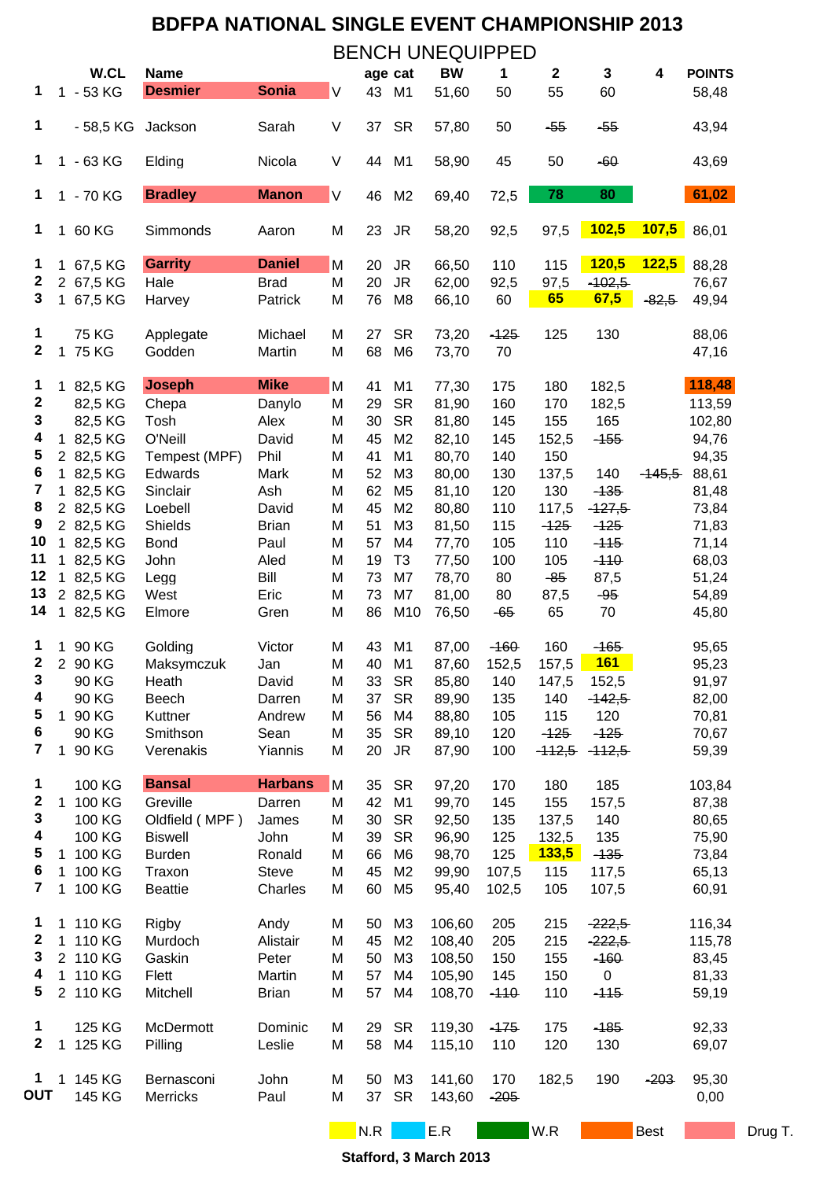# BDFPA NATIONAL SINGLE EVENT CHAMPIONSHIP 2013

## BENCH UNEQUIPPED

| | | W.CL | Name | | | age | cat | BW | 1 | 2 | 3 | 4 | POINTS |
|---|---|---|---|---|---|---|---|---|---|---|---|---|---|
| 1 | 1 | - 53 KG | Desmier | Sonia | V | 43 | M1 | 51,60 | 50 | 55 | 60 | | 58,48 |
| 1 | | - 58,5 KG | Jackson | Sarah | V | 37 | SR | 57,80 | 50 | ~~55~~ | ~~55~~ | | 43,94 |
| 1 | 1 | - 63 KG | Elding | Nicola | V | 44 | M1 | 58,90 | 45 | 50 | ~~60~~ | | 43,69 |
| 1 | 1 | - 70 KG | Bradley | Manon | V | 46 | M2 | 69,40 | 72,5 | 78 | 80 | | 61,02 |
| 1 | 1 | 60 KG | Simmonds | Aaron | M | 23 | JR | 58,20 | 92,5 | 97,5 | 102,5 | 107,5 | 86,01 |
| 1 | 1 | 67,5 KG | Garrity | Daniel | M | 20 | JR | 66,50 | 110 | 115 | 120,5 | 122,5 | 88,28 |
| 2 | 2 | 67,5 KG | Hale | Brad | M | 20 | JR | 62,00 | 92,5 | 97,5 | ~~102,5~~ | | 76,67 |
| 3 | 1 | 67,5 KG | Harvey | Patrick | M | 76 | M8 | 66,10 | 60 | 65 | 67,5 | ~~82,5~~ | 49,94 |
| 1 | | 75 KG | Applegate | Michael | M | 27 | SR | 73,20 | ~~125~~ | 125 | 130 | | 88,06 |
| 2 | 1 | 75 KG | Godden | Martin | M | 68 | M6 | 73,70 | 70 | | | | 47,16 |
| 1 | 1 | 82,5 KG | Joseph | Mike | M | 41 | M1 | 77,30 | 175 | 180 | 182,5 | | 118,48 |
| 2 | | 82,5 KG | Chepa | Danylo | M | 29 | SR | 81,90 | 160 | 170 | 182,5 | | 113,59 |
| 3 | | 82,5 KG | Tosh | Alex | M | 30 | SR | 81,80 | 145 | 155 | 165 | | 102,80 |
| 4 | 1 | 82,5 KG | O'Neill | David | M | 45 | M2 | 82,10 | 145 | 152,5 | ~~155~~ | | 94,76 |
| 5 | 2 | 82,5 KG | Tempest (MPF) | Phil | M | 41 | M1 | 80,70 | 140 | 150 | | | 94,35 |
| 6 | 1 | 82,5 KG | Edwards | Mark | M | 52 | M3 | 80,00 | 130 | 137,5 | 140 | ~~145,5~~ | 88,61 |
| 7 | 1 | 82,5 KG | Sinclair | Ash | M | 62 | M5 | 81,10 | 120 | 130 | ~~135~~ | | 81,48 |
| 8 | 2 | 82,5 KG | Loebell | David | M | 45 | M2 | 80,80 | 110 | 117,5 | ~~127,5~~ | | 73,84 |
| 9 | 2 | 82,5 KG | Shields | Brian | M | 51 | M3 | 81,50 | 115 | ~~125~~ | ~~125~~ | | 71,83 |
| 10 | 1 | 82,5 KG | Bond | Paul | M | 57 | M4 | 77,70 | 105 | 110 | ~~115~~ | | 71,14 |
| 11 | 1 | 82,5 KG | John | Aled | M | 19 | T3 | 77,50 | 100 | 105 | ~~110~~ | | 68,03 |
| 12 | 1 | 82,5 KG | Legg | Bill | M | 73 | M7 | 78,70 | 80 | ~~85~~ | 87,5 | | 51,24 |
| 13 | 2 | 82,5 KG | West | Eric | M | 73 | M7 | 81,00 | 80 | 87,5 | ~~95~~ | | 54,89 |
| 14 | 1 | 82,5 KG | Elmore | Gren | M | 86 | M10 | 76,50 | ~~65~~ | 65 | 70 | | 45,80 |
| 1 | 1 | 90 KG | Golding | Victor | M | 43 | M1 | 87,00 | ~~160~~ | 160 | ~~165~~ | | 95,65 |
| 2 | 2 | 90 KG | Maksymczuk | Jan | M | 40 | M1 | 87,60 | 152,5 | 157,5 | 161 | | 95,23 |
| 3 | | 90 KG | Heath | David | M | 33 | SR | 85,80 | 140 | 147,5 | 152,5 | | 91,97 |
| 4 | | 90 KG | Beech | Darren | M | 37 | SR | 89,90 | 135 | 140 | ~~142,5~~ | | 82,00 |
| 5 | 1 | 90 KG | Kuttner | Andrew | M | 56 | M4 | 88,80 | 105 | 115 | 120 | | 70,81 |
| 6 | | 90 KG | Smithson | Sean | M | 35 | SR | 89,10 | 120 | ~~125~~ | ~~125~~ | | 70,67 |
| 7 | 1 | 90 KG | Verenakis | Yiannis | M | 20 | JR | 87,90 | 100 | ~~112,5~~ | ~~112,5~~ | | 59,39 |
| 1 | | 100 KG | Bansal | Harbans | M | 35 | SR | 97,20 | 170 | 180 | 185 | | 103,84 |
| 2 | 1 | 100 KG | Greville | Darren | M | 42 | M1 | 99,70 | 145 | 155 | 157,5 | | 87,38 |
| 3 | | 100 KG | Oldfield ( MPF ) | James | M | 30 | SR | 92,50 | 135 | 137,5 | 140 | | 80,65 |
| 4 | | 100 KG | Biswell | John | M | 39 | SR | 96,90 | 125 | 132,5 | 135 | | 75,90 |
| 5 | 1 | 100 KG | Burden | Ronald | M | 66 | M6 | 98,70 | 125 | 133,5 | ~~135~~ | | 73,84 |
| 6 | 1 | 100 KG | Traxon | Steve | M | 45 | M2 | 99,90 | 107,5 | 115 | 117,5 | | 65,13 |
| 7 | 1 | 100 KG | Beattie | Charles | M | 60 | M5 | 95,40 | 102,5 | 105 | 107,5 | | 60,91 |
| 1 | 1 | 110 KG | Rigby | Andy | M | 50 | M3 | 106,60 | 205 | 215 | ~~222,5~~ | | 116,34 |
| 2 | 1 | 110 KG | Murdoch | Alistair | M | 45 | M2 | 108,40 | 205 | 215 | ~~222,5~~ | | 115,78 |
| 3 | 2 | 110 KG | Gaskin | Peter | M | 50 | M3 | 108,50 | 150 | 155 | ~~160~~ | | 83,45 |
| 4 | 1 | 110 KG | Flett | Martin | M | 57 | M4 | 105,90 | 145 | 150 | 0 | | 81,33 |
| 5 | 2 | 110 KG | Mitchell | Brian | M | 57 | M4 | 108,70 | ~~110~~ | 110 | ~~115~~ | | 59,19 |
| 1 | | 125 KG | McDermott | Dominic | M | 29 | SR | 119,30 | ~~175~~ | 175 | ~~185~~ | | 92,33 |
| 2 | 1 | 125 KG | Pilling | Leslie | M | 58 | M4 | 115,10 | 110 | 120 | 130 | | 69,07 |
| 1 | 1 | 145 KG | Bernasconi | John | M | 50 | M3 | 141,60 | 170 | 182,5 | 190 | ~~203~~ | 95,30 |
| OUT | | 145 KG | Merricks | Paul | M | 37 | SR | 143,60 | ~~205~~ | | | | 0,00 |

N.R | E.R | W.R | Best | Drug T.

**Stafford, 3 March 2013**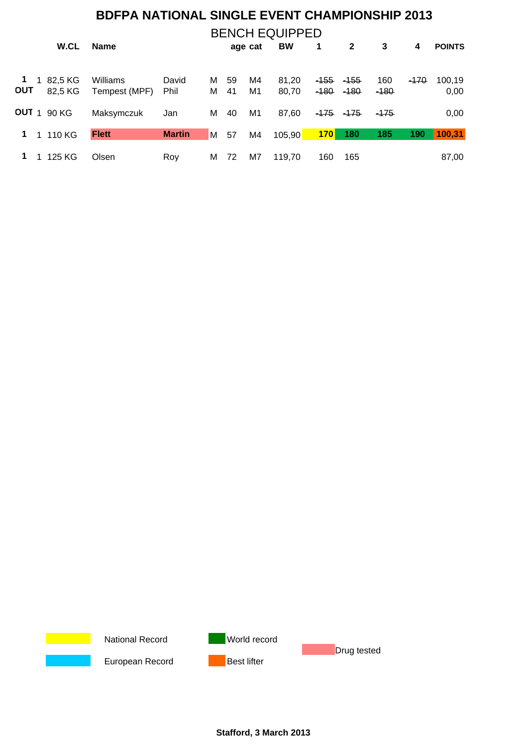# BDFPA NATIONAL SINGLE EVENT CHAMPIONSHIP 2013

## BENCH EQUIPPED

| | | W.CL | Name | | | age | cat | BW | 1 | 2 | 3 | 4 | POINTS |
|---|---|---|---|---|---|---|---|---|---|---|---|---|---|
| 1 | 1 | 82,5 KG | Williams | David | M | 59 | M4 | 81,20 | ~~-155~~ | ~~-155~~ | 160 | ~~-170~~ | 100,19 |
| OUT | | 82,5 KG | Tempest (MPF) | Phil | M | 41 | M1 | 80,70 | ~~-180~~ | ~~-180~~ | ~~-180~~ | | 0,00 |
| OUT | 1 | 90 KG | Maksymczuk | Jan | M | 40 | M1 | 87,60 | ~~-175~~ | ~~-175~~ | ~~-175~~ | | 0,00 |
| 1 | 1 | 110 KG | **Flett** | **Martin** | M | 57 | M4 | 105,90 | **170** | **180** | **185** | **190** | **100,31** |
| 1 | 1 | 125 KG | Olsen | Roy | M | 72 | M7 | 119,70 | 160 | 165 | | | 87,00 |

National Record

European Record

World record

Best lifter

Drug tested

**Stafford, 3 March 2013**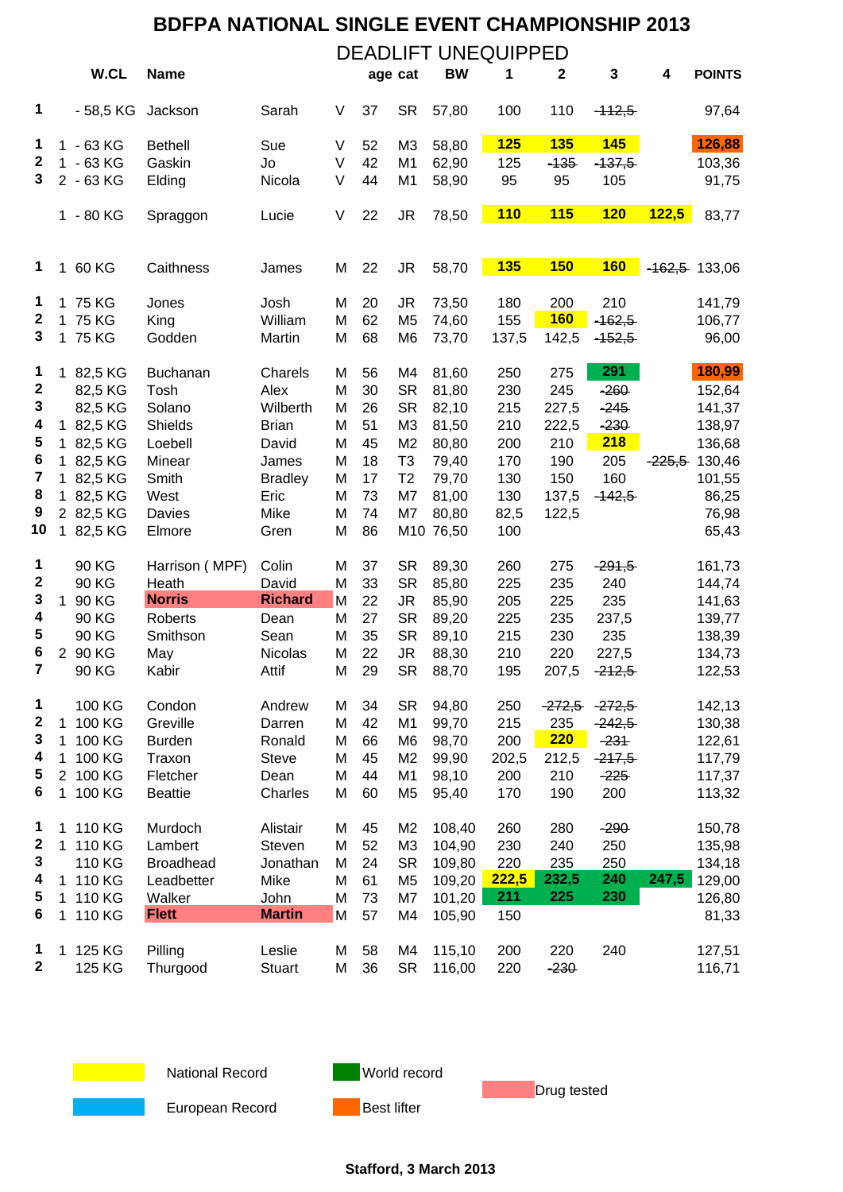# BDFPA NATIONAL SINGLE EVENT CHAMPIONSHIP 2013

## DEADLIFT UNEQUIPPED

| | | W.CL | Name | | | age | cat | BW | 1 | 2 | 3 | 4 | POINTS |
|---|---|---|---|---|---|---|---|---|---|---|---|---|---|
| 1 | | - 58,5 KG | Jackson | Sarah | V | 37 | SR | 57,80 | 100 | 110 | ~~112,5~~ | | 97,64 |
| 1 | 1 | - 63 KG | Bethell | Sue | V | 52 | M3 | 58,80 | 125 | 135 | 145 | | 126,88 |
| 2 | 1 | - 63 KG | Gaskin | Jo | V | 42 | M1 | 62,90 | 125 | ~~135~~ | ~~137,5~~ | | 103,36 |
| 3 | 2 | - 63 KG | Elding | Nicola | V | 44 | M1 | 58,90 | 95 | 95 | 105 | | 91,75 |
| | 1 | - 80 KG | Spraggon | Lucie | V | 22 | JR | 78,50 | 110 | 115 | 120 | 122,5 | 83,77 |
| 1 | 1 | 60 KG | Caithness | James | M | 22 | JR | 58,70 | 135 | 150 | 160 | ~~162,5~~ | 133,06 |
| 1 | 1 | 75 KG | Jones | Josh | M | 20 | JR | 73,50 | 180 | 200 | 210 | | 141,79 |
| 2 | 1 | 75 KG | King | William | M | 62 | M5 | 74,60 | 155 | 160 | ~~162,5~~ | | 106,77 |
| 3 | 1 | 75 KG | Godden | Martin | M | 68 | M6 | 73,70 | 137,5 | 142,5 | ~~152,5~~ | | 96,00 |
| 1 | 1 | 82,5 KG | Buchanan | Charels | M | 56 | M4 | 81,60 | 250 | 275 | 291 | | 180,99 |
| 2 | | 82,5 KG | Tosh | Alex | M | 30 | SR | 81,80 | 230 | 245 | ~~260~~ | | 152,64 |
| 3 | | 82,5 KG | Solano | Wilberth | M | 26 | SR | 82,10 | 215 | 227,5 | ~~245~~ | | 141,37 |
| 4 | 1 | 82,5 KG | Shields | Brian | M | 51 | M3 | 81,50 | 210 | 222,5 | ~~230~~ | | 138,97 |
| 5 | 1 | 82,5 KG | Loebell | David | M | 45 | M2 | 80,80 | 200 | 210 | 218 | | 136,68 |
| 6 | 1 | 82,5 KG | Minear | James | M | 18 | T3 | 79,40 | 170 | 190 | 205 | ~~225,5~~ | 130,46 |
| 7 | 1 | 82,5 KG | Smith | Bradley | M | 17 | T2 | 79,70 | 130 | 150 | 160 | | 101,55 |
| 8 | 1 | 82,5 KG | West | Eric | M | 73 | M7 | 81,00 | 130 | 137,5 | ~~142,5~~ | | 86,25 |
| 9 | 2 | 82,5 KG | Davies | Mike | M | 74 | M7 | 80,80 | 82,5 | 122,5 | | | 76,98 |
| 10 | 1 | 82,5 KG | Elmore | Gren | M | 86 | M10 | 76,50 | 100 | | | | 65,43 |
| 1 | | 90 KG | Harrison ( MPF) | Colin | M | 37 | SR | 89,30 | 260 | 275 | ~~291,5~~ | | 161,73 |
| 2 | | 90 KG | Heath | David | M | 33 | SR | 85,80 | 225 | 235 | 240 | | 144,74 |
| 3 | 1 | 90 KG | Norris | Richard | M | 22 | JR | 85,90 | 205 | 225 | 235 | | 141,63 |
| 4 | | 90 KG | Roberts | Dean | M | 27 | SR | 89,20 | 225 | 235 | 237,5 | | 139,77 |
| 5 | | 90 KG | Smithson | Sean | M | 35 | SR | 89,10 | 215 | 230 | 235 | | 138,39 |
| 6 | 2 | 90 KG | May | Nicolas | M | 22 | JR | 88,30 | 210 | 220 | 227,5 | | 134,73 |
| 7 | | 90 KG | Kabir | Attif | M | 29 | SR | 88,70 | 195 | 207,5 | ~~212,5~~ | | 122,53 |
| 1 | | 100 KG | Condon | Andrew | M | 34 | SR | 94,80 | 250 | ~~272,5~~ | ~~272,5~~ | | 142,13 |
| 2 | 1 | 100 KG | Greville | Darren | M | 42 | M1 | 99,70 | 215 | 235 | ~~242,5~~ | | 130,38 |
| 3 | 1 | 100 KG | Burden | Ronald | M | 66 | M6 | 98,70 | 200 | 220 | ~~231~~ | | 122,61 |
| 4 | 1 | 100 KG | Traxon | Steve | M | 45 | M2 | 99,90 | 202,5 | 212,5 | ~~217,5~~ | | 117,79 |
| 5 | 2 | 100 KG | Fletcher | Dean | M | 44 | M1 | 98,10 | 200 | 210 | ~~225~~ | | 117,37 |
| 6 | 1 | 100 KG | Beattie | Charles | M | 60 | M5 | 95,40 | 170 | 190 | 200 | | 113,32 |
| 1 | 1 | 110 KG | Murdoch | Alistair | M | 45 | M2 | 108,40 | 260 | 280 | ~~290~~ | | 150,78 |
| 2 | 1 | 110 KG | Lambert | Steven | M | 52 | M3 | 104,90 | 230 | 240 | 250 | | 135,98 |
| 3 | | 110 KG | Broadhead | Jonathan | M | 24 | SR | 109,80 | 220 | 235 | 250 | | 134,18 |
| 4 | 1 | 110 KG | Leadbetter | Mike | M | 61 | M5 | 109,20 | 222,5 | 232,5 | 240 | 247,5 | 129,00 |
| 5 | 1 | 110 KG | Walker | John | M | 73 | M7 | 101,20 | 211 | 225 | 230 | | 126,80 |
| 6 | 1 | 110 KG | Flett | Martin | M | 57 | M4 | 105,90 | 150 | | | | 81,33 |
| 1 | 1 | 125 KG | Pilling | Leslie | M | 58 | M4 | 115,10 | 200 | 220 | 240 | | 127,51 |
| 2 | | 125 KG | Thurgood | Stuart | M | 36 | SR | 116,00 | 220 | ~~230~~ | | | 116,71 |

Legend: National Record (yellow) — World record (green) — Drug tested (pink) — European Record (blue) — Best lifter (orange)

**Stafford, 3 March 2013**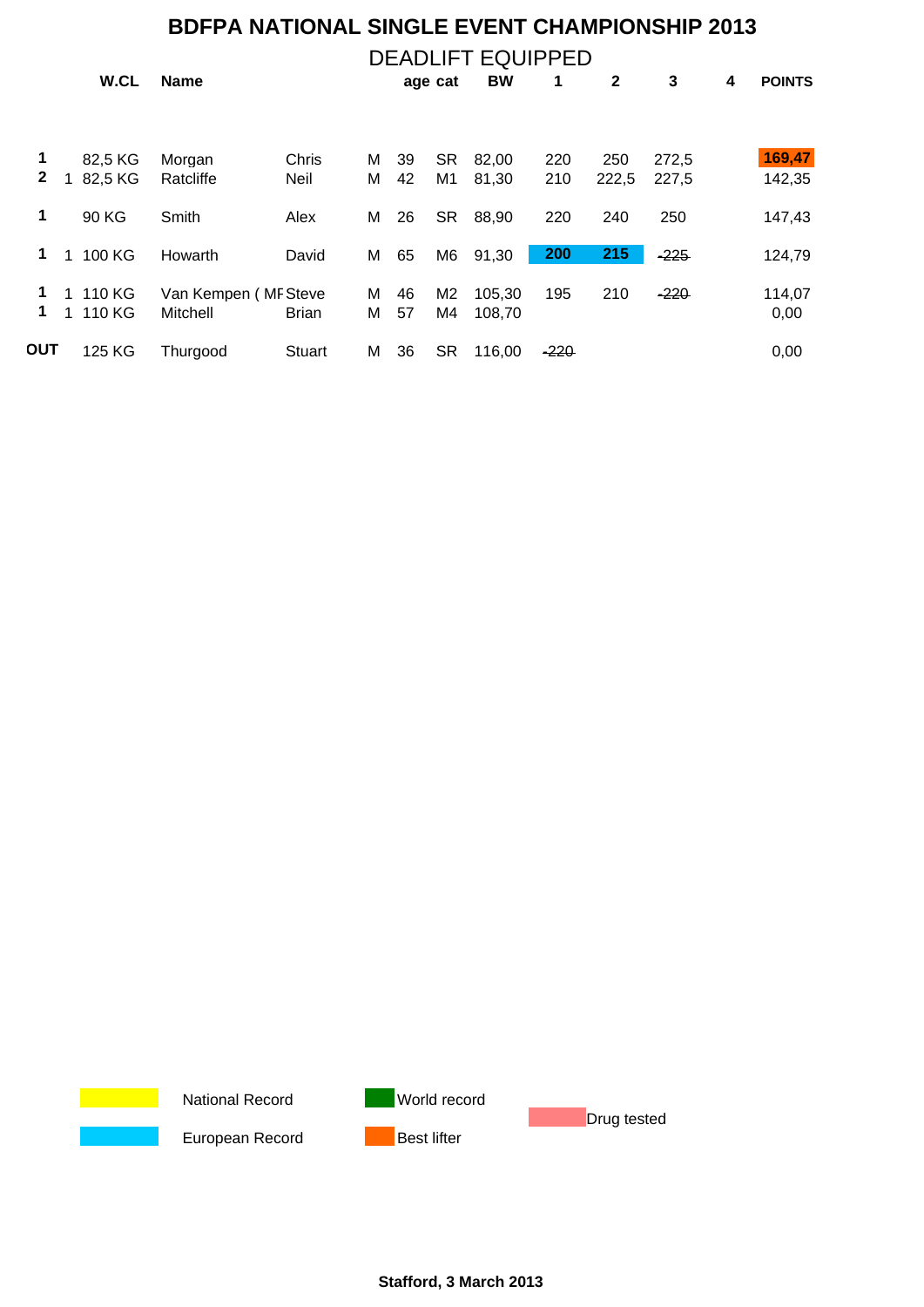# BDFPA NATIONAL SINGLE EVENT CHAMPIONSHIP 2013

## DEADLIFT EQUIPPED

| | | W.CL | Name | | | age | cat | BW | 1 | 2 | 3 | 4 | POINTS |
|---|---|---|---|---|---|---|---|---|---|---|---|---|---|
| **1** | | 82,5 KG | Morgan | Chris | M | 39 | SR | 82,00 | 220 | 250 | 272,5 | | **169,47** |
| **2** | 1 | 82,5 KG | Ratcliffe | Neil | M | 42 | M1 | 81,30 | 210 | 222,5 | 227,5 | | 142,35 |
| **1** | | 90 KG | Smith | Alex | M | 26 | SR | 88,90 | 220 | 240 | 250 | | 147,43 |
| **1** | 1 | 100 KG | Howarth | David | M | 65 | M6 | 91,30 | **200** | **215** | ~~-225~~ | | 124,79 |
| **1** | 1 | 110 KG | Van Kempen ( MF | Steve | M | 46 | M2 | 105,30 | 195 | 210 | ~~-220~~ | | 114,07 |
| **1** | 1 | 110 KG | Mitchell | Brian | M | 57 | M4 | 108,70 | | | | | 0,00 |
| **OUT** | | 125 KG | Thurgood | Stuart | M | 36 | SR | 116,00 | ~~-220~~ | | | | 0,00 |

National Record

European Record

World record

Best lifter

Drug tested

**Stafford, 3 March 2013**